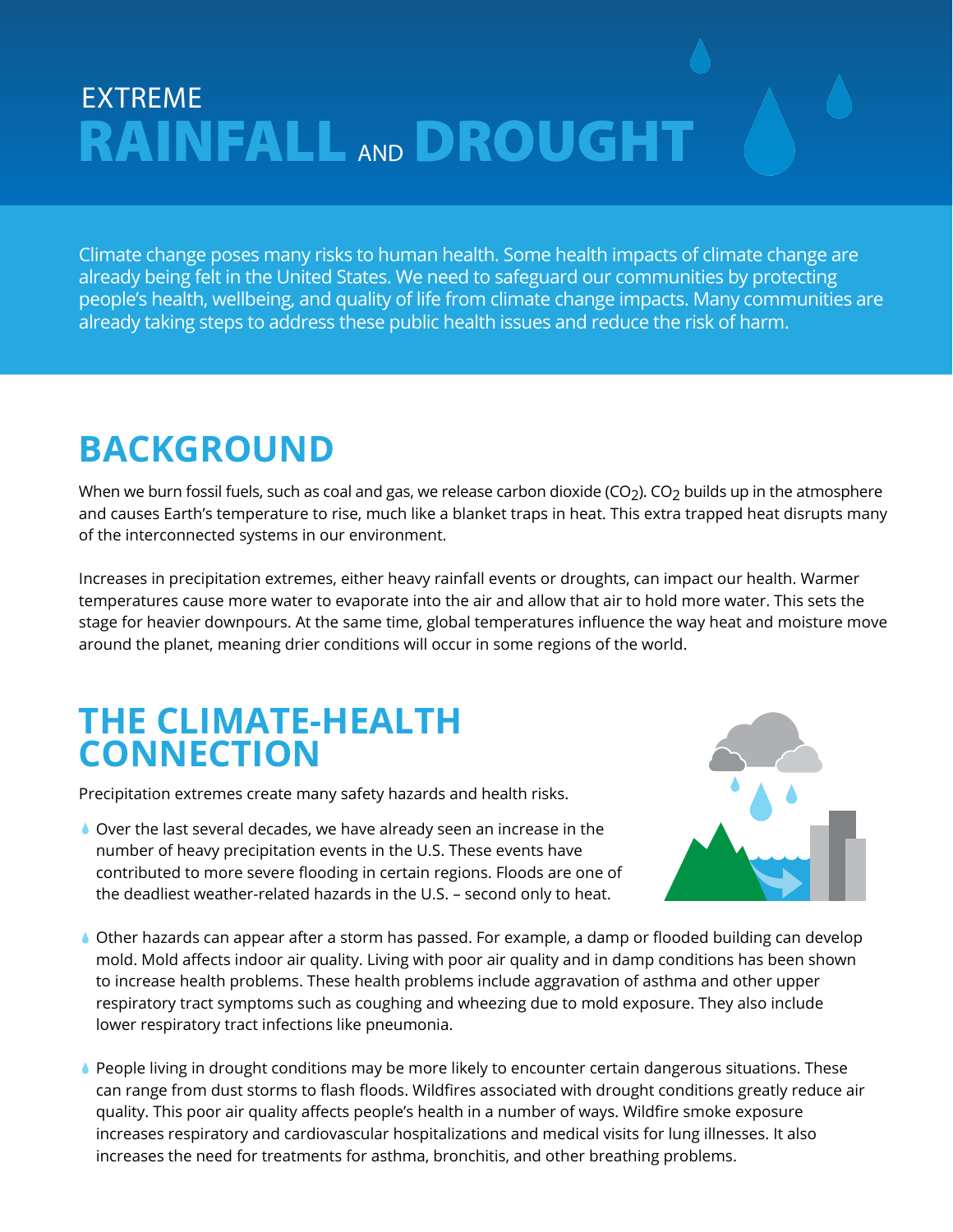# EXTREME RAINFALL AND DROUGHT

Climate change poses many risks to human health. Some health impacts of climate change are already being felt in the United States. We need to safeguard our communities by protecting people's health, wellbeing, and quality of life from climate change impacts. Many communities are already taking steps to address these public health issues and reduce the risk of harm.

## BACKGROUND

When we burn fossil fuels, such as coal and gas, we release carbon dioxide ($CO_2$). $CO_2$ builds up in the atmosphere and causes Earth's temperature to rise, much like a blanket traps in heat. This extra trapped heat disrupts many of the interconnected systems in our environment.

Increases in precipitation extremes, either heavy rainfall events or droughts, can impact our health. Warmer temperatures cause more water to evaporate into the air and allow that air to hold more water. This sets the stage for heavier downpours. At the same time, global temperatures influence the way heat and moisture move around the planet, meaning drier conditions will occur in some regions of the world.

## THE CLIMATE-HEALTH CONNECTION

Precipitation extremes create many safety hazards and health risks.

- Over the last several decades, we have already seen an increase in the number of heavy precipitation events in the U.S. These events have contributed to more severe flooding in certain regions. Floods are one of the deadliest weather-related hazards in the U.S. – second only to heat.
- Other hazards can appear after a storm has passed. For example, a damp or flooded building can develop mold. Mold affects indoor air quality. Living with poor air quality and in damp conditions has been shown to increase health problems. These health problems include aggravation of asthma and other upper respiratory tract symptoms such as coughing and wheezing due to mold exposure. They also include lower respiratory tract infections like pneumonia.
- People living in drought conditions may be more likely to encounter certain dangerous situations. These can range from dust storms to flash floods. Wildfires associated with drought conditions greatly reduce air quality. This poor air quality affects people's health in a number of ways. Wildfire smoke exposure increases respiratory and cardiovascular hospitalizations and medical visits for lung illnesses. It also increases the need for treatments for asthma, bronchitis, and other breathing problems.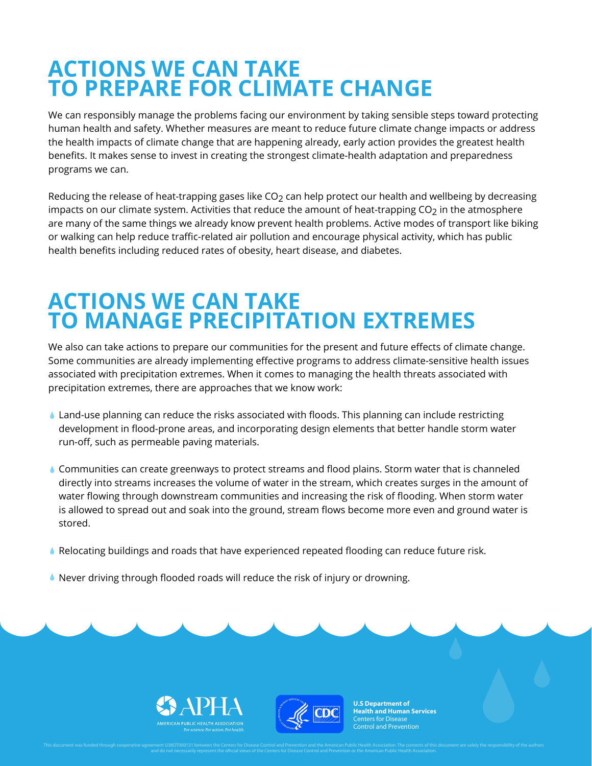# ACTIONS WE CAN TAKE TO PREPARE FOR CLIMATE CHANGE

We can responsibly manage the problems facing our environment by taking sensible steps toward protecting human health and safety. Whether measures are meant to reduce future climate change impacts or address the health impacts of climate change that are happening already, early action provides the greatest health benefits. It makes sense to invest in creating the strongest climate-health adaptation and preparedness programs we can.

Reducing the release of heat-trapping gases like $CO_2$ can help protect our health and wellbeing by decreasing impacts on our climate system. Activities that reduce the amount of heat-trapping $CO_2$ in the atmosphere are many of the same things we already know prevent health problems. Active modes of transport like biking or walking can help reduce traffic-related air pollution and encourage physical activity, which has public health benefits including reduced rates of obesity, heart disease, and diabetes.

# ACTIONS WE CAN TAKE TO MANAGE PRECIPITATION EXTREMES

We also can take actions to prepare our communities for the present and future effects of climate change. Some communities are already implementing effective programs to address climate-sensitive health issues associated with precipitation extremes. When it comes to managing the health threats associated with precipitation extremes, there are approaches that we know work:

- Land-use planning can reduce the risks associated with floods. This planning can include restricting development in flood-prone areas, and incorporating design elements that better handle storm water run-off, such as permeable paving materials.
- Communities can create greenways to protect streams and flood plains. Storm water that is channeled directly into streams increases the volume of water in the stream, which creates surges in the amount of water flowing through downstream communities and increasing the risk of flooding. When storm water is allowed to spread out and soak into the ground, stream flows become more even and ground water is stored.
- Relocating buildings and roads that have experienced repeated flooding can reduce future risk.
- Never driving through flooded roads will reduce the risk of injury or drowning.

APHA
AMERICAN PUBLIC HEALTH ASSOCIATION
*For science. For action. For health.*

**U.S Department of Health and Human Services**
Centers for Disease Control and Prevention

This document was funded through cooperative agreement U38OT000131 between the Centers for Disease Control and Prevention and the American Public Health Association. The contents of this document are solely the responsibility of the authors and do not necessarily represent the official views of the Centers for Disease Control and Prevention or the American Public Health Association.